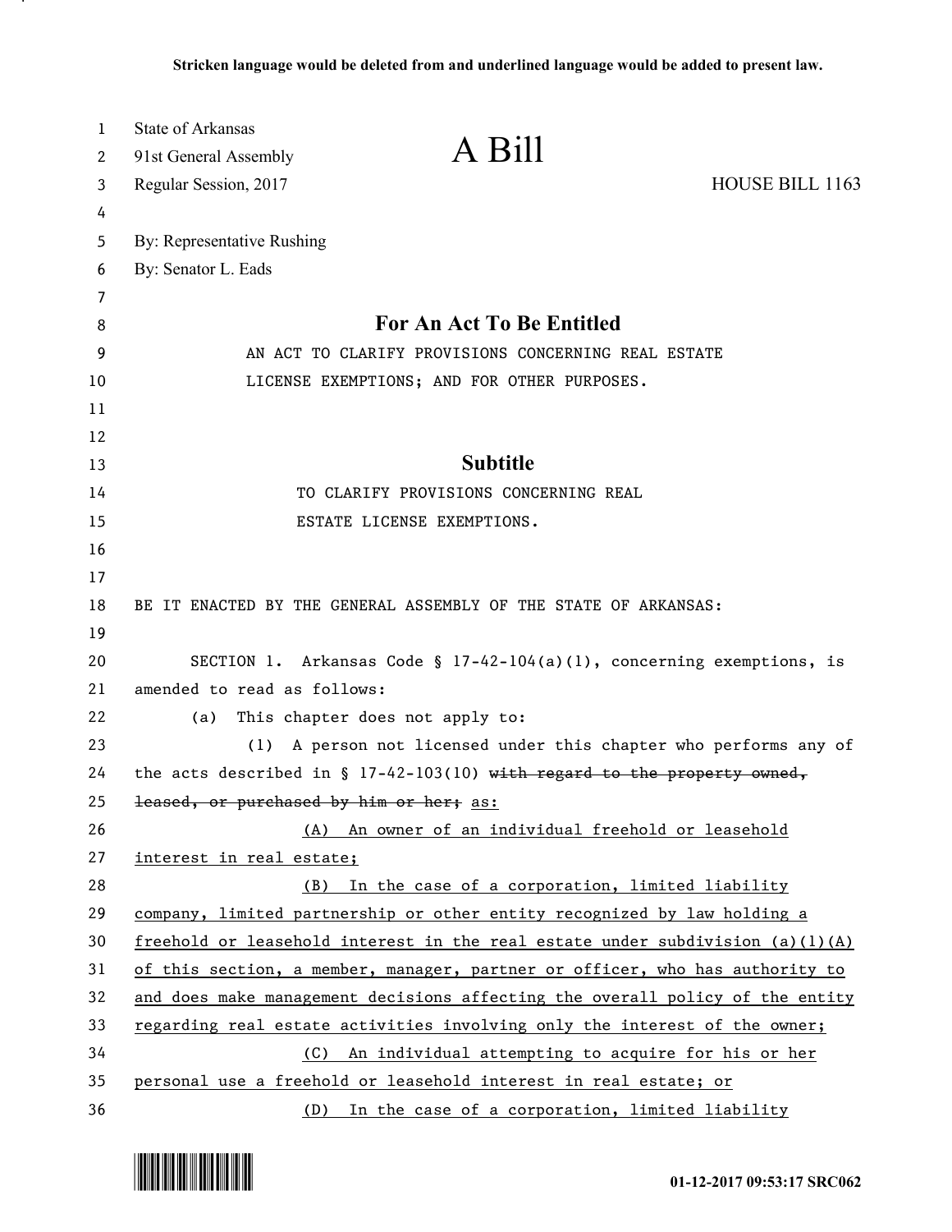Stricken language would be deleted from and underlined language would be added to present law.

State of Arkansas
91st General Assembly
Regular Session, 2017

# A Bill

HOUSE BILL 1163

By: Representative Rushing
By: Senator L. Eads

## For An Act To Be Entitled

AN ACT TO CLARIFY PROVISIONS CONCERNING REAL ESTATE LICENSE EXEMPTIONS; AND FOR OTHER PURPOSES.

## Subtitle

TO CLARIFY PROVISIONS CONCERNING REAL ESTATE LICENSE EXEMPTIONS.

BE IT ENACTED BY THE GENERAL ASSEMBLY OF THE STATE OF ARKANSAS:

SECTION 1. Arkansas Code § 17-42-104(a)(1), concerning exemptions, is amended to read as follows:

(a) This chapter does not apply to:

(1) A person not licensed under this chapter who performs any of the acts described in § 17-42-103(10) ~~with regard to the property owned, leased, or purchased by him or her;~~ <u>as:</u>

<u>(A) An owner of an individual freehold or leasehold interest in real estate;</u>

<u>(B) In the case of a corporation, limited liability company, limited partnership or other entity recognized by law holding a freehold or leasehold interest in the real estate under subdivision (a)(1)(A) of this section, a member, manager, partner or officer, who has authority to and does make management decisions affecting the overall policy of the entity regarding real estate activities involving only the interest of the owner;</u>

<u>(C) An individual attempting to acquire for his or her personal use a freehold or leasehold interest in real estate; or</u>

<u>(D) In the case of a corporation, limited liability</u>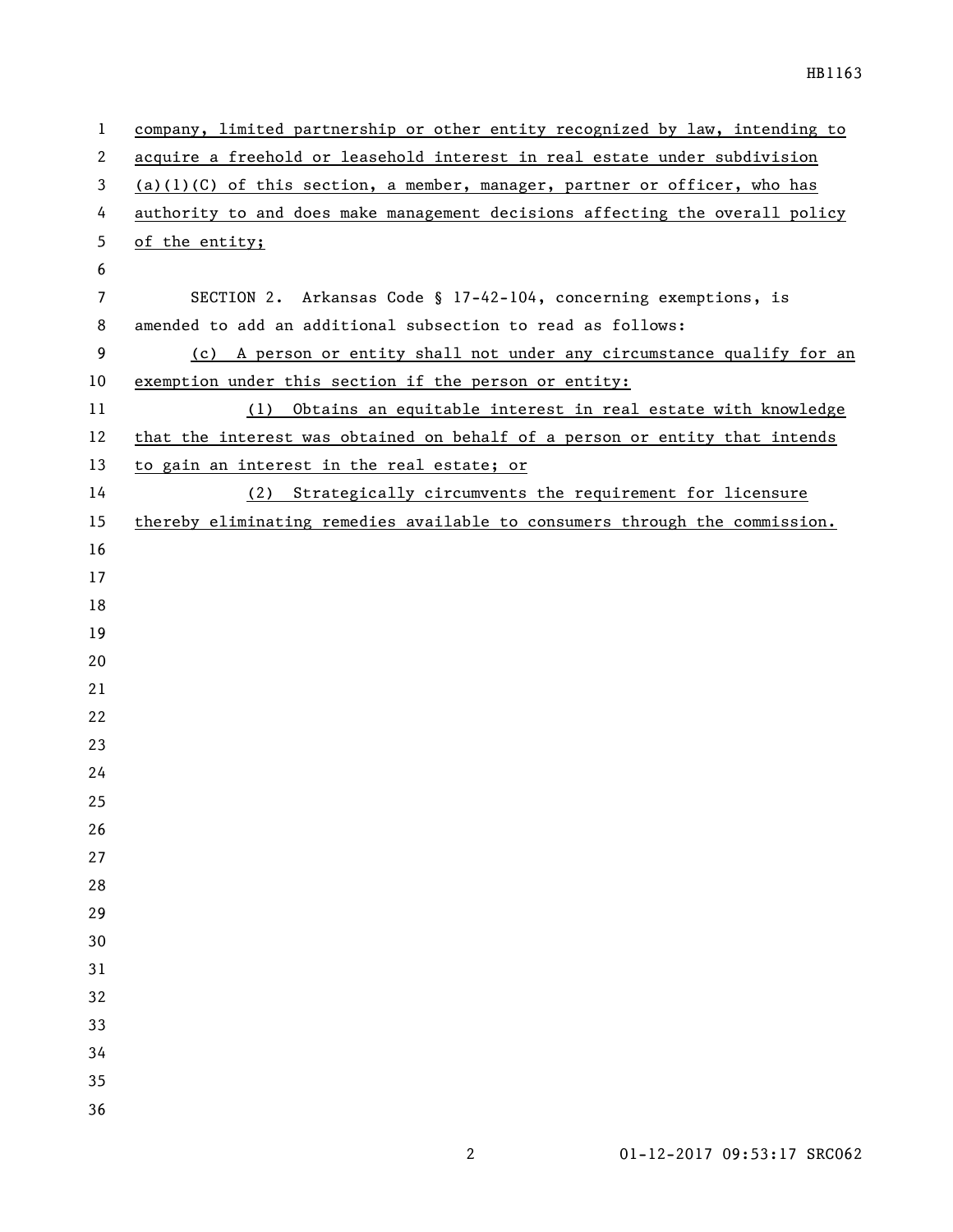company, limited partnership or other entity recognized by law, intending to acquire a freehold or leasehold interest in real estate under subdivision (a)(1)(C) of this section, a member, manager, partner or officer, who has authority to and does make management decisions affecting the overall policy of the entity;

SECTION 2. Arkansas Code § 17-42-104, concerning exemptions, is amended to add an additional subsection to read as follows:

(c) A person or entity shall not under any circumstance qualify for an exemption under this section if the person or entity:

(1) Obtains an equitable interest in real estate with knowledge that the interest was obtained on behalf of a person or entity that intends to gain an interest in the real estate; or

(2) Strategically circumvents the requirement for licensure thereby eliminating remedies available to consumers through the commission.